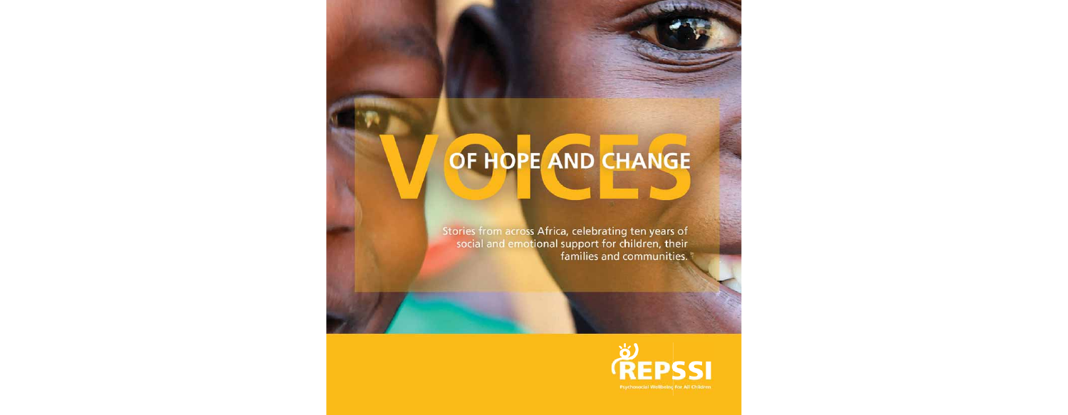# VOICES OF HOPE AND CHANGE

Stories from across Africa, celebrating ten years of social and emotional support for children, their families and communities.

REPSSI

Psychosocial Wellbeing For All Children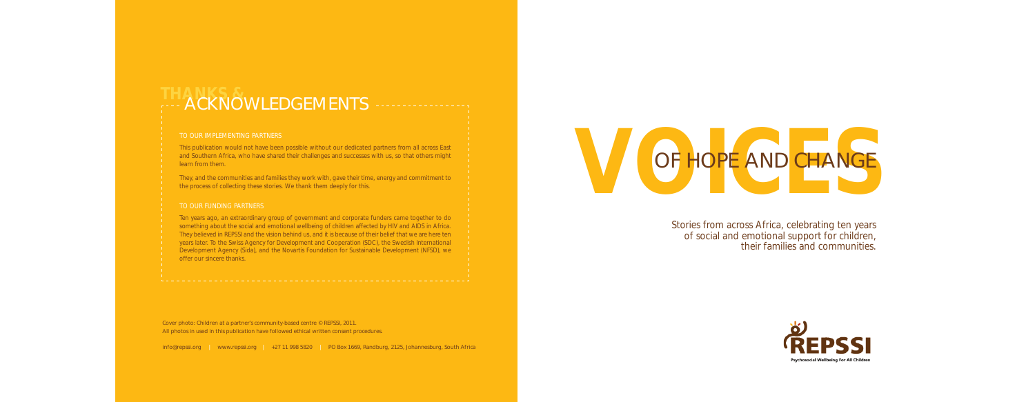# THANKS & ACKNOWLEDGEMENTS

## TO OUR IMPLEMENTING PARTNERS

This publication would not have been possible without our dedicated partners from all across East and Southern Africa, who have shared their challenges and successes with us, so that others might learn from them.

They, and the communities and families they work with, gave their time, energy and commitment to the process of collecting these stories. We thank them deeply for this.

## TO OUR FUNDING PARTNERS

Ten years ago, an extraordinary group of government and corporate funders came together to do something about the social and emotional wellbeing of children affected by HIV and AIDS in Africa. They believed in REPSSI and the vision behind us, and it is because of their belief that we are here ten years later. To the Swiss Agency for Development and Cooperation (SDC), the Swedish International Development Agency (Sida), and the Novartis Foundation for Sustainable Development (NFSD), we offer our sincere thanks.

Cover photo: Children at a partner's community-based centre © REPSSI, 2011.
All photos in used in this publication have followed ethical written consent procedures.

info@repssi.org | www.repssi.org | +27 11 998 5820 | PO Box 1669, Randburg, 2125, Johannesburg, South Africa

# VOICES OF HOPE AND CHANGE

Stories from across Africa, celebrating ten years of social and emotional support for children, their families and communities.

REPSSI
Psychosocial Wellbeing For All Children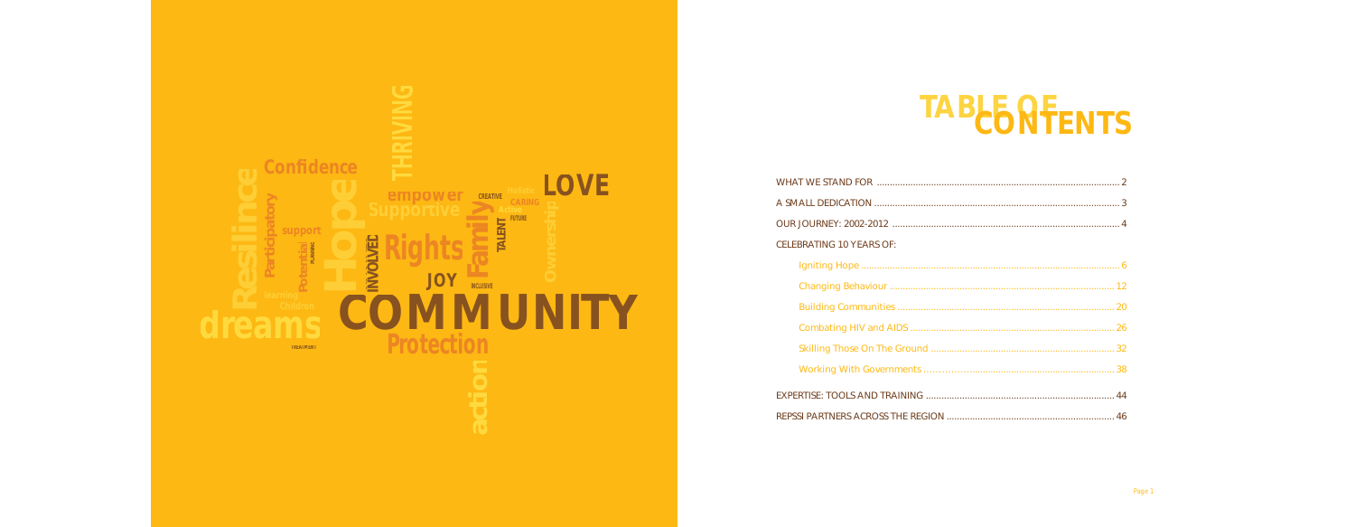# TABLE OF CONTENTS

| | |
|---|---|
| WHAT WE STAND FOR | 2 |
| A SMALL DEDICATION | 3 |
| OUR JOURNEY: 2002-2012 | 4 |
| CELEBRATING 10 YEARS OF: | |
| Igniting Hope | 6 |
| Changing Behaviour | 12 |
| Building Communities | 20 |
| Combating HIV and AIDS | 26 |
| Skilling Those On The Ground | 32 |
| Working With Governments | 38 |
| EXPERTISE: TOOLS AND TRAINING | 44 |
| REPSSI PARTNERS ACROSS THE REGION | 46 |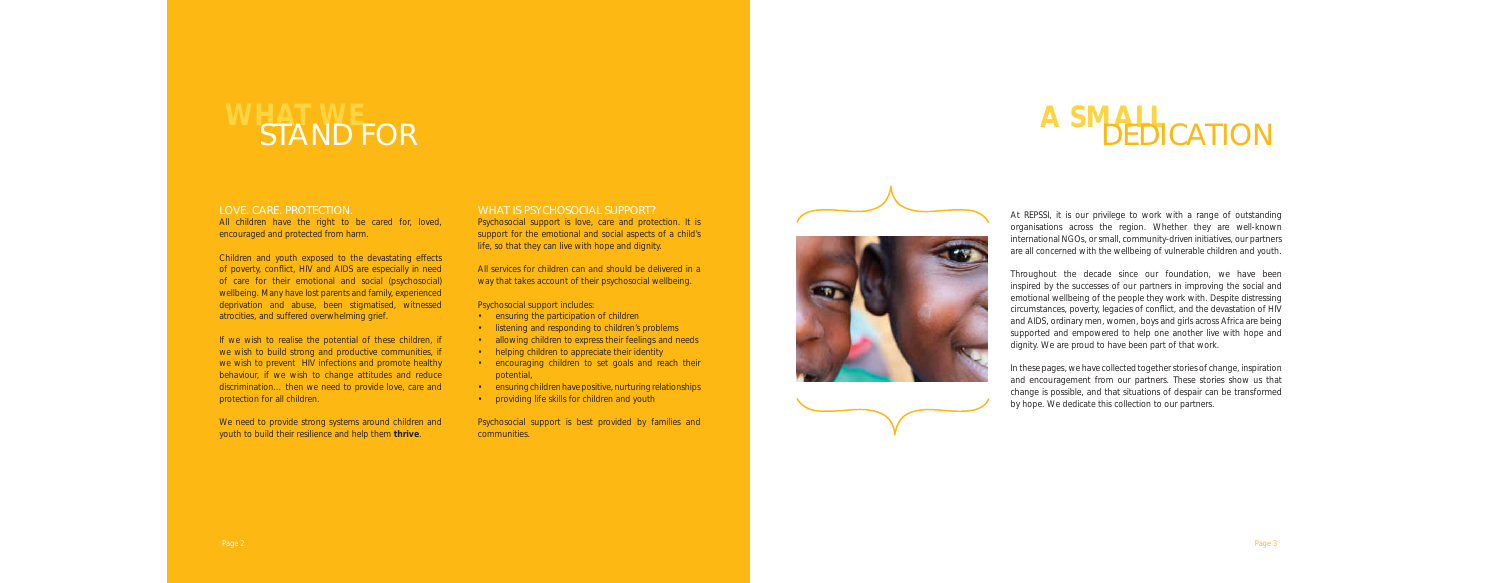# WHAT WE STAND FOR

## LOVE. CARE. PROTECTION.

All children have the right to be cared for, loved, encouraged and protected from harm.

Children and youth exposed to the devastating effects of poverty, conflict, HIV and AIDS are especially in need of care for their emotional and social (psychosocial) wellbeing. Many have lost parents and family, experienced deprivation and abuse, been stigmatised, witnessed atrocities, and suffered overwhelming grief.

If we wish to realise the potential of these children, if we wish to build strong and productive communities, if we wish to prevent HIV infections and promote healthy behaviour, if we wish to change attitudes and reduce discrimination… then we need to provide love, care and protection for all children.

We need to provide strong systems around children and youth to build their resilience and help them **thrive**.

## WHAT IS PSYCHOSOCIAL SUPPORT?

Psychosocial support is love, care and protection. It is support for the emotional and social aspects of a child's life, so that they can live with hope and dignity.

All services for children can and should be delivered in a way that takes account of their psychosocial wellbeing.

Psychosocial support includes:

- ensuring the participation of children
- listening and responding to children's problems
- allowing children to express their feelings and needs
- helping children to appreciate their identity
- encouraging children to set goals and reach their potential,
- ensuring children have positive, nurturing relationships
- providing life skills for children and youth

Psychosocial support is best provided by families and communities.

# A SMALL DEDICATION

At REPSSI, it is our privilege to work with a range of outstanding organisations across the region. Whether they are well-known international NGOs, or small, community-driven initiatives, our partners are all concerned with the wellbeing of vulnerable children and youth.

Throughout the decade since our foundation, we have been inspired by the successes of our partners in improving the social and emotional wellbeing of the people they work with. Despite distressing circumstances, poverty, legacies of conflict, and the devastation of HIV and AIDS, ordinary men, women, boys and girls across Africa are being supported and empowered to help one another live with hope and dignity. We are proud to have been part of that work.

In these pages, we have collected together stories of change, inspiration and encouragement from our partners. These stories show us that change is possible, and that situations of despair can be transformed by hope. We dedicate this collection to our partners.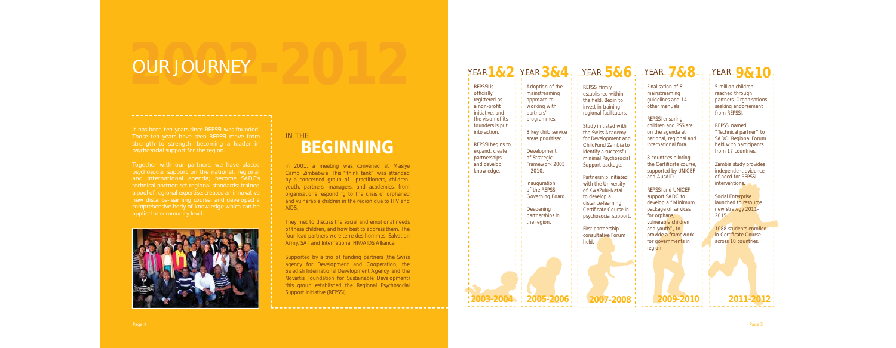# OUR JOURNEY 2002-2012

It has been ten years since REPSSI was founded. Those ten years have seen REPSSI move from strength to strength, becoming a leader in psychosocial support for the region.

Together with our partners, we have placed psychosocial support on the national, regional and international agenda; become SADC's technical partner; set regional standards; trained a pool of regional expertise; created an innovative new distance-learning course; and developed a comprehensive body of knowledge which can be applied at community level.

## IN THE BEGINNING

In 2001, a meeting was convened at Masiye Camp, Zimbabwe. This "think tank" was attended by a concerned group of practitioners, children, youth, partners, managers, and academics, from organisations responding to the crisis of orphaned and vulnerable children in the region due to HIV and AIDS.

They met to discuss the social and emotional needs of these children, and how best to address them. The four lead partners were terre des hommes, Salvation Army, SAT and International HIV/AIDS Alliance.

Supported by a trio of funding partners (the Swiss agency for Development and Cooperation, the Swedish International Development Agency, and the Novartis Foundation for Sustainable Development) this group established the Regional Psychosocial Support Initiative (REPSSI).

### YEAR 1&2 (2003-2004)

REPSSI is officially registered as a non-profit initiative, and the vision of its founders is put into action.

REPSSI begins to expand, create partnerships and develop knowledge.

### YEAR 3&4 (2005-2006)

Adoption of the mainstreaming approach to working with partners' programmes.

8 key child service areas prioritised.

Development of Strategic Framework 2005 – 2010.

Inauguration of the REPSSI Governing Board.

Deepening partnerships in the region.

### YEAR 5&6 (2007-2008)

REPSSI firmly established within the field. Begin to invest in training regional facilitators.

Study initiated with the Swiss Academy for Development and ChildFund Zambia to identify a successful minimal Psychosocial Support package.

Partnership initiated with the University of KwaZulu-Natal to develop a distance-learning Certificate Course in psychosocial support.

First partnership consultative Forum held.

### YEAR 7&8 (2009-2010)

Finalisation of 8 mainstreaming guidelines and 14 other manuals.

REPSSI ensuring children and PSS are on the agenda at national, regional and international fora.

8 countries piloting the Certificate course, supported by UNICEF and AusAID.

REPSSI and UNICEF support SADC to develop a "Minimum package of services for orphans, vulnerable children and youth", to provide a framework for governments in region.

### YEAR 9&10 (2011-2012)

5 million children reached through partners. Organisations seeking endorsement from REPSSI.

REPSSI named "Technical partner" to SADC. Regional Forum held with participants from 17 countries.

Zambia study provides independent evidence of need for REPSSI interventions.

Social Enterprise launched to resource new strategy 2011-2015.

1088 students enrolled in Certificate Course across 10 countries.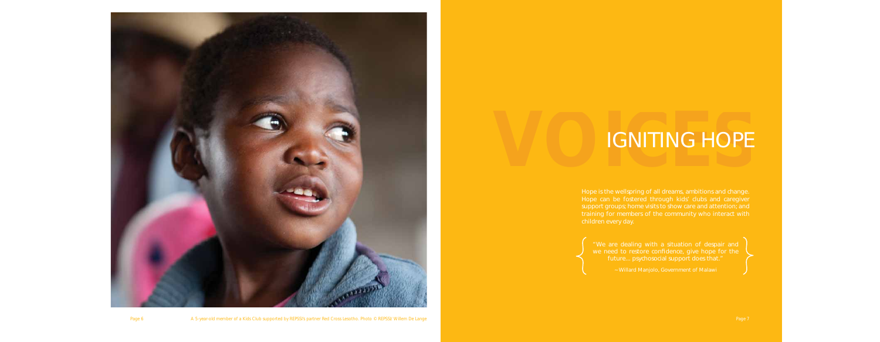A 5-year-old member of a Kids Club supported by REPSSI's partner Red Cross Lesotho. Photo © REPSSI/ Willem De Lange

# VOICES IGNITING HOPE

Hope is the wellspring of all dreams, ambitions and change. Hope can be fostered through kids' clubs and caregiver support groups; home visits to show care and attention; and training for members of the community who interact with children every day.

> "We are dealing with a situation of despair and we need to restore confidence, give hope for the future... psychosocial support does that."
>
> – Willard Manjolo, Government of Malawi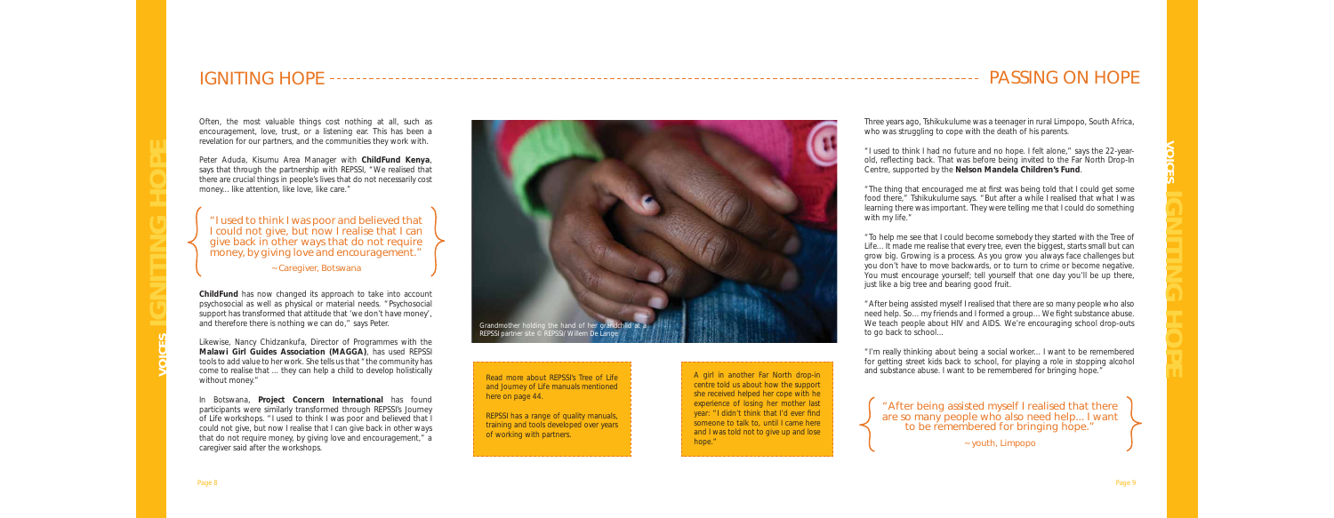# IGNITING HOPE

Often, the most valuable things cost nothing at all, such as encouragement, love, trust, or a listening ear. This has been a revelation for our partners, and the communities they work with.

Peter Aduda, Kisumu Area Manager with **ChildFund Kenya**, says that through the partnership with REPSSI, "We realised that there are crucial things in people's lives that do not necessarily cost money... like attention, like love, like care."

> "I used to think I was poor and believed that I could not give, but now I realise that I can give back in other ways that do not require money, by giving love and encouragement."
>
> ~ Caregiver, Botswana

**ChildFund** has now changed its approach to take into account psychosocial as well as physical or material needs. "Psychosocial support has transformed that attitude that 'we don't have money', and therefore there is nothing we can do," says Peter.

Likewise, Nancy Chidzankufa, Director of Programmes with the **Malawi Girl Guides Association (MAGGA)**, has used REPSSI tools to add value to her work. She tells us that "the community has come to realise that ... they can help a child to develop holistically without money."

In Botswana, **Project Concern International** has found participants were similarly transformed through REPSSI's Journey of Life workshops. "I used to think I was poor and believed that I could not give, but now I realise that I can give back in other ways that do not require money, by giving love and encouragement," a caregiver said after the workshops.

Grandmother holding the hand of her grandchild at a REPSSI partner site © REPSSI/ Willem De Lange

Read more about REPSSI's Tree of Life and Journey of Life manuals mentioned here on page 44.

REPSSI has a range of quality manuals, training and tools developed over years of working with partners.

A girl in another Far North drop-in centre told us about how the support she received helped her cope with he experience of losing her mother last year: "I didn't think that I'd ever find someone to talk to, until I came here and I was told not to give up and lose hope."

# PASSING ON HOPE

Three years ago, Tshikukulume was a teenager in rural Limpopo, South Africa, who was struggling to cope with the death of his parents.

"I used to think I had no future and no hope. I felt alone," says the 22-year-old, reflecting back. That was before being invited to the Far North Drop-In Centre, supported by the **Nelson Mandela Children's Fund**.

"The thing that encouraged me at first was being told that I could get some food there," Tshikukulume says. "But after a while I realised that what I was learning there was important. They were telling me that I could do something with my life."

"To help me see that I could become somebody they started with the Tree of Life... It made me realise that every tree, even the biggest, starts small but can grow big. Growing is a process. As you grow you always face challenges but you don't have to move backwards, or to turn to crime or become negative. You must encourage yourself; tell yourself that one day you'll be up there, just like a big tree and bearing good fruit.

"After being assisted myself I realised that there are so many people who also need help. So... my friends and I formed a group... We fight substance abuse. We teach people about HIV and AIDS. We're encouraging school drop-outs to go back to school...

"I'm really thinking about being a social worker... I want to be remembered for getting street kids back to school, for playing a role in stopping alcohol and substance abuse. I want to be remembered for bringing hope."

> "After being assisted myself I realised that there are so many people who also need help... I want to be remembered for bringing hope."
>
> ~ youth, Limpopo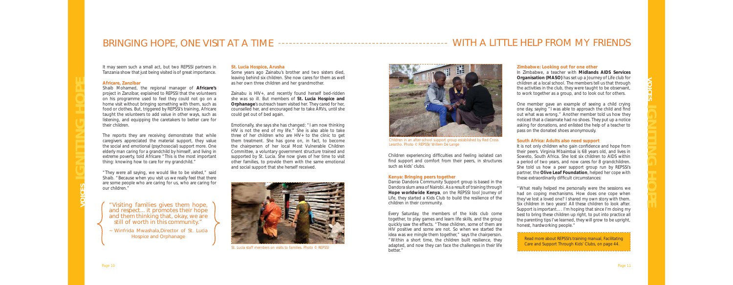# BRINGING HOPE, ONE VISIT AT A TIME

It may seem such a small act, but two REPSSI partners in Tanzania show that just being visited is of great importance.

### Africare, Zanzibar

Shaib Mohamed, the regional manager of **Africare's** project in Zanzibar, explained to REPSSI that the volunteers on his programme used to feel they could not go on a home visit without bringing something with them, such as food or clothes. But, triggered by REPSSI's training, Africare taught the volunteers to add value in other ways, such as listening, and equipping the caretakers to better care for their children.

The reports they are receiving demonstrate that while caregivers appreciated the material support, they value the social and emotional (psychosocial) support more. One elderly man caring for a grandchild by himself, and living in extreme poverty, told Africare "This is the most important thing: knowing how to care for my grandchild."

"They were all saying, we would like to be visited," said Shaib. "Because when you visit us we really feel that there are some people who are caring for us, who are caring for our children."

> "Visiting families gives them hope, and respect… it promotes their hope and them thinking that, okay, we are still of worth in this community."
>
> ~ Winfrida Mwashala, Director of St. Lucia Hospice and Orphanage

### St. Lucia Hospice, Arusha

Some years ago Zainabu's brother and two sisters died, leaving behind six children. She now cares for them as well as her own three children and her grandmother.

Zainabu is HIV+, and recently found herself bed-ridden she was so ill. But members of **St. Lucia Hospice and Orphanage**'s outreach team visited her. They cared for her, counselled her, and encouraged her to take ARVs, until she could get out of bed again.

Emotionally, she says she has changed: "I am now thinking HIV is not the end of my life." She is also able to take three of her children who are HIV+ to the clinic to get them treatment. She has gone on, in fact, to become the chairperson of her local Most Vulnerable Children Committee, a voluntary government structure trained and supported by St. Lucia. She now gives of her time to visit other families, to provide them with the same emotional and social support that she herself received.

St. Lucia staff members on visits to families. Photo © REPSSI

# WITH A LITTLE HELP FROM MY FRIENDS

Children in an after-school support group established by Red Cross Lesotho. Photo © REPSSI/ Willem De Lange

Children experiencing difficulties and feeling isolated can find support and comfort from their peers, in structures such as kids' clubs.

### Kenya: Bringing peers together

Danso Dandora Community Support group is based in the Dandora slum area of Nairobi. As a result of training through **Hope worldwide Kenya**, on the REPSSI tool Journey of Life, they started a Kids Club to build the resilience of the children in their community.

Every Saturday, the members of the kids club come together, to play games and learn life skills, and the group quickly saw the effects. "These children, some of them are HIV positive and some are not. So when we started the idea was we mingle them together," says the chairperson. "Within a short time, the children built resilience, they adapted, and now they can face the challenges in their life better."

### Zimbabwe: Looking out for one other

In Zimbabwe, a teacher with **Midlands AIDS Services Organisation (MASO)** has set up a Journey of Life club for children at a local school. The members tell us that through the activities in the club, they were taught to be observant, to work together as a group, and to look out for others.

One member gave an example of seeing a child crying one day, saying "I was able to approach the child and find out what was wrong." Another member told us how they noticed that a classmate had no shoes. They put up a notice asking for donations, and enlisted the help of a teacher to pass on the donated shoes anonymously.

### South Africa: Adults also need support

It is not only children who gain confidence and hope from their peers. Virginia Mbaimbai is 68 years old, and lives in Soweto, South Africa. She lost six children to AIDS within a period of two years, and now cares for 8 grandchildren. She told us how a peer support group run by REPSSI's partner, the **Olive Leaf Foundation**, helped her cope with these extraordinarily difficult circumstances:

"What really helped me personally were the sessions we had on coping mechanisms. How does one cope when they've lost a loved one? I shared my own story with them. Six children in two years! All these children to look after. Support is important…. I'm hoping that since I'm doing my best to bring these children up right, to put into practice all the parenting tips I've learned, they will grow to be upright, honest, hardworking people."

Read more about REPSSI's training manual, Facilitating Care and Support Through Kids' Clubs, on page 44.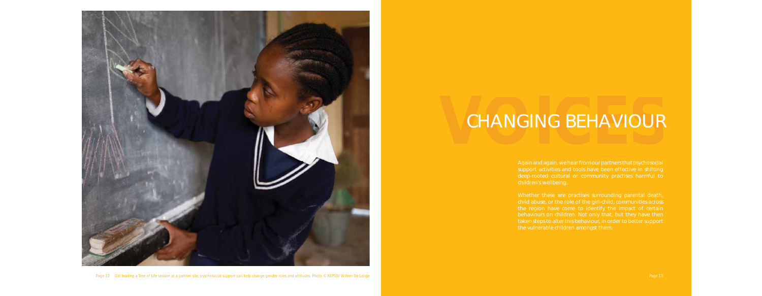# CHANGING BEHAVIOUR

Again and again, we hear from our partners that psychosocial support activities and tools have been effective in shifting deep-rooted cultural or community practises harmful to children's wellbeing.

Whether these are practises surrounding parental death, child abuse, or the role of the girl-child, communities across the region have come to identify the impact of certain behaviours on children. Not only that, but they have then taken steps to alter this behaviour, in order to better support the vulnerable children amongst them.

Girl leading a Tree of Life session at a partner site; psychosocial support can help change gender roles and attitudes. Photo © REPSSI/ Willem De Lange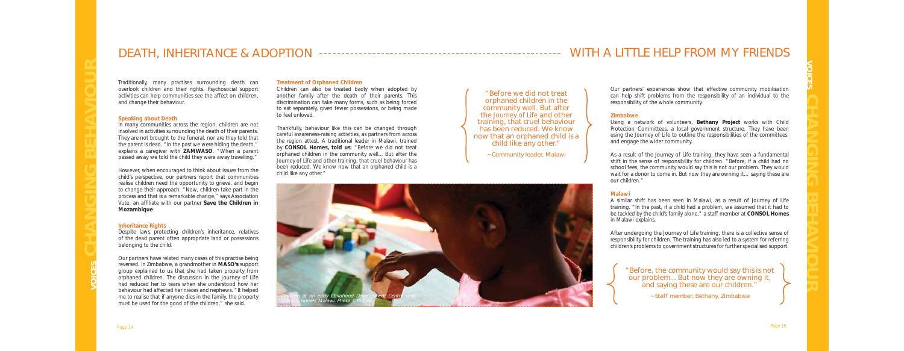# DEATH, INHERITANCE & ADOPTION

Traditionally, many practises surrounding death can overlook children and their rights. Psychosocial support activities can help communities see the affect on children, and change their behaviour.

### Speaking about Death

In many communities across the region, children are not involved in activities surrounding the death of their parents. They are not brought to the funeral, nor are they told that the parent is dead. "In the past we were hiding the death," explains a caregiver with **ZAMWASO**. "When a parent passed away we told the child they were away travelling."

However, when encouraged to think about issues from the child's perspective, our partners report that communities realise children need the opportunity to grieve, and begin to change their approach. "Now, children take part in the process and that is a remarkable change," says Association Vute, an affiliate with our partner **Save the Children in Mozambique**.

### Inheritance Rights

Despite laws protecting children's inheritance, relatives of the dead parent often appropriate land or possessions belonging to the child.

Our partners have related many cases of this practise being reversed. In Zimbabwe, a grandmother in **MASO's** support group explained to us that she had taken property from orphaned children. The discussion in the Journey of Life had reduced her to tears when she understood how her behaviour had affected her nieces and nephews. "It helped me to realise that if anyone dies in the family, the property must be used for the good of the children," she said.

### Treatment of Orphaned Children

Children can also be treated badly when adopted by another family after the death of their parents. This discrimination can take many forms, such as being forced to eat separately, given fewer possessions, or being made to feel unloved.

Thankfully, behaviour like this can be changed through careful awareness-raising activities, as partners from across the region attest. A traditional leader in Malawi, trained by **CONSOL Homes, told us**: "Before we did not treat orphaned children in the community well... But after the Journey of Life and other training, that cruel behaviour has been reduced. We know now that an orphaned child is a child like any other."

> "Before we did not treat orphaned children in the community well. But after the Journey of Life and other training, that cruel behaviour has been reduced. We know now that an orphaned child is a child like any other."
>
> ~ Community leader, Malawi

*Children at an early Childhood Development Centre with CONSOL Homes, Malawi. Photo ©REPSSI*

# WITH A LITTLE HELP FROM MY FRIENDS

Our partners' experiences show that effective community mobilisation can help shift problems from the responsibility of an individual to the responsibility of the whole community.

### Zimbabwe

Using a network of volunteers, **Bethany Project** works with Child Protection Committees, a local government structure. They have been using the Journey of Life to outline the responsibilities of the committees, and engage the wider community.

As a result of the Journey of Life training, they have seen a fundamental shift in the sense of responsibility for children. "Before, if a child had no school fees, the community would say this is not our problem. They would wait for a donor to come in. But now they are owning it... saying these are our children."

### Malawi

A similar shift has been seen in Malawi, as a result of Journey of Life training. "In the past, if a child had a problem, we assumed that it had to be tackled by the child's family alone," a staff member at **CONSOL Homes** in Malawi explains.

After undergoing the Journey of Life training, there is a collective sense of responsibility for children. The training has also led to a system for referring children's problems to government structures for further specialised support.

> "Before, the community would say this is not our problem... But now they are owning it, and saying these are our children."
>
> ~ Staff member, Bethany, Zimbabwe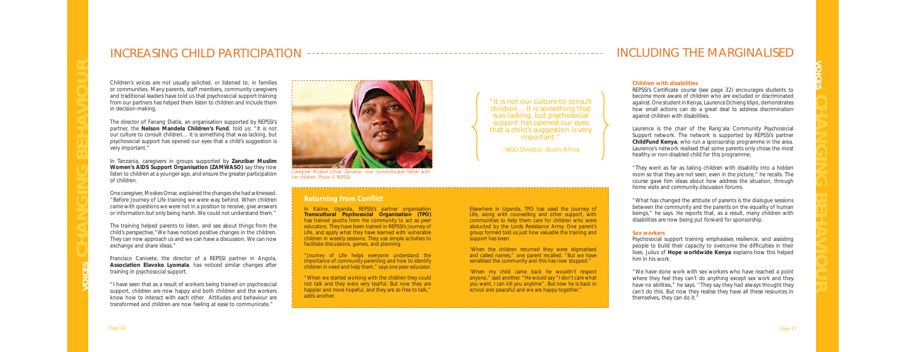# INCREASING CHILD PARTICIPATION

Children's voices are not usually solicited, or listened to, in families or communities. Many parents, staff members, community caregivers and traditional leaders have told us that psychosocial support training from our partners has helped them listen to children and include them in decision-making.

The director of Fanang Diatla, an organisation supported by REPSSI's partner, the **Nelson Mandela Children's Fund**, told us: "It is not our culture to consult children… It is something that was lacking, but psychosocial support has opened our eyes that a child's suggestion is very important."

In Tanzania, caregivers in groups supported by **Zanzibar Muslim Women's AIDS Support Organisation (ZAMWASO)** say they now listen to children at a younger age, and ensure the greater participation of children.

One caregiver, Moskes Omar, explained the changes she had witnessed. "Before Journey of Life training we were way behind. When children came with questions we were not in a position to receive, give answers or information but only being harsh. We could not understand them."

The training helped parents to listen, and see about things from the child's perspective. "We have noticed positive changes in the children. They can now approach us and we can have a discussion. We can now exchange and share ideas."

Francisco Canivete, the director of a REPSSI partner in Angola, **Association Elavoko Lyomala**, has noticed similar changes after training in psychosocial support.

"I have seen that as a result of workers being trained on psychosocial support, children are now happy and both children and the workers know how to interact with each other. Attitudes and behaviour are transformed and children are now feeling at ease to communicate."

Caregiver Moskes Omar, Zanzibar, now communicates better with her children. Photo © REPSSI

"It is not our culture to consult children… It is something that was lacking, but psychosocial support has opened our eyes that a child's suggestion is very important."

- NGO Director, South Africa

## Returning from Conflict

In Katine, Uganda, REPSSI's partner organisation **Transcultural Psychosocial Organisation (TPO)** has trained youths from the community to act as peer educators. They have been trained in REPSSI's Journey of Life, and apply what they have learned with vulnerable children in weekly sessions. They use simple activities to facilitate discussions, games, and planning.

"Journey of Life helps everyone understand the importance of community parenting and how to identify children in need and help them," says one peer educator.

"When we started working with the children they could not talk and they were very tearful. But now they are happier and more hopeful, and they are so free to talk," adds another.

Elsewhere in Uganda, TPO has used the Journey of Life, along with counselling and other support, with communities to help them care for children who were abducted by the Lords Resistance Army. One parent's group formed told us just how valuable the training and support has been.

'When the children returned they were stigmatised and called names," one parent recalled. "But we have sensitised the community and this has now stopped."

'When my child came back he wouldn't respect anyone," said another. "He would say "I don't care what you want, I can kill you anytime". But now he is back in school and peaceful and we are happy together."

# INCLUDING THE MARGINALISED

### Children with disabilities

REPSSI's Certificate course (see page 32) encourages students to become more aware of children who are excluded or discriminated against. One student in Kenya, Laurence Dchieng Idipo, demonstrates how small actions can do a great deal to address discrimination against children with disabilities.

Laurence is the chair of the Rang'ala Community Psychosocial Support network. The network is supported by REPSSI's partner **ChildFund Kenya**, who run a sponsorship programme in the area. Laurence's network realised that some parents only chose the most healthy or non-disabled child for this programme.

"They went as far as taking children with disability into a hidden room so that they are not seen, even in the picture," he recalls. The course gave him ideas about how address the situation, through home visits and community discussion forums.

"What has changed the attitude of parents is the dialogue sessions between the community and the parents on the equality of human beings," he says. He reports that, as a result, many children with disabilities are now being put forward for sponsorship.

### Sex workers

Psychosocial support training emphasises resilience, and assisting people to build their capacity to overcome the difficulties in their lives. Julius of **Hope worldwide Kenya** explains how this helped him in his work.

"We have done work with sex workers who have reached a point where they feel they can't do anything except sex work and they have no abilities," he says. "They say they had always thought they can't do this. But now they realise they have all these resources in themselves, they can do it."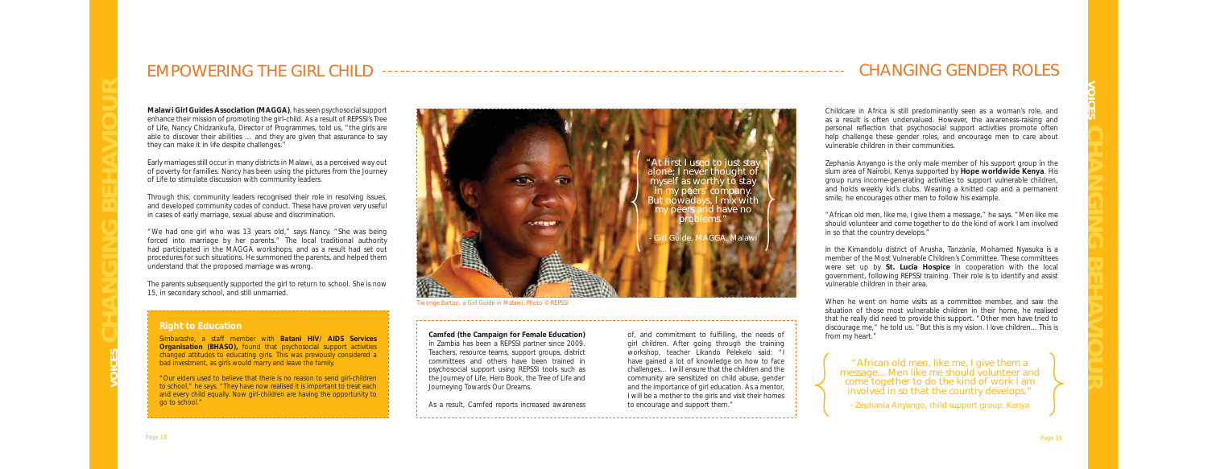# EMPOWERING THE GIRL CHILD

**Malawi Girl Guides Association (MAGGA)**, has seen psychosocial support enhance their mission of promoting the girl-child. As a result of REPSSI's Tree of Life, Nancy Chidzankufa, Director of Programmes, told us, "the girls are able to discover their abilities … and they are given that assurance to say they can make it in life despite challenges."

Early marriages still occur in many districts in Malawi, as a perceived way out of poverty for families. Nancy has been using the pictures from the Journey of Life to stimulate discussion with community leaders.

Through this, community leaders recognised their role in resolving issues, and developed community codes of conduct. These have proven very useful in cases of early marriage, sexual abuse and discrimination.

"We had one girl who was 13 years old," says Nancy. "She was being forced into marriage by her parents." The local traditional authority had participated in the MAGGA workshops, and as a result had set out procedures for such situations. He summoned the parents, and helped them understand that the proposed marriage was wrong.

The parents subsequently supported the girl to return to school. She is now 15, in secondary school, and still unmarried.

### Right to Education

Simbarashe, a staff member with **Batani HIV/ AIDS Services Organisation (BHASO),** found that psychosocial support activities changed attitudes to educating girls. This was previously considered a bad investment, as girls would marry and leave the family.

"Our elders used to believe that there is no reason to send girl-children to school," he says. "They have now realised it is important to treat each and every child equally. Now girl-children are having the opportunity to go to school."

"At first I used to just stay alone; I never thought of myself as worthy to stay in my peers' company. But nowadays, I mix with my peers and have no problems."

- Girl Guide, MAGGA, Malawi

Tiwonge Barton, a Girl Guide in Malawi. Photo © REPSSI

**Camfed (the Campaign for Female Education)** in Zambia has been a REPSSI partner since 2009. Teachers, resource teams, support groups, district committees and others have been trained in psychosocial support using REPSSI tools such as the Journey of Life, Hero Book, the Tree of Life and Journeying Towards Our Dreams.

As a result, Camfed reports increased awareness of, and commitment to fulfilling, the needs of girl children. After going through the training workshop, teacher Likando Pelekelo said: "I have gained a lot of knowledge on how to face challenges… I will ensure that the children and the community are sensitized on child abuse, gender and the importance of girl education. As a mentor, I will be a mother to the girls and visit their homes to encourage and support them."

# CHANGING GENDER ROLES

Childcare in Africa is still predominantly seen as a woman's role, and as a result is often undervalued. However, the awareness-raising and personal reflection that psychosocial support activities promote often help challenge these gender roles, and encourage men to care about vulnerable children in their communities.

Zephania Anyango is the only male member of his support group in the slum area of Nairobi, Kenya supported by **Hope worldwide Kenya**. His group runs income-generating activities to support vulnerable children, and holds weekly kid's clubs. Wearing a knitted cap and a permanent smile, he encourages other men to follow his example.

"African old men, like me, I give them a message," he says. "Men like me should volunteer and come together to do the kind of work I am involved in so that the country develops."

In the Kimandolu district of Arusha, Tanzania, Mohamed Nyasuka is a member of the Most Vulnerable Children's Committee. These committees were set up by **St. Lucia Hospice** in cooperation with the local government, following REPSSI training. Their role is to identify and assist vulnerable children in their area.

When he went on home visits as a committee member, and saw the situation of those most vulnerable children in their home, he realised that he really did need to provide this support. "Other men have tried to discourage me," he told us. "But this is my vision. I love children… This is from my heart."

"African old men, like me, I give them a message… Men like me should volunteer and come together to do the kind of work I am involved in so that the country develops."

- Zephania Anyango, child support group, Kenya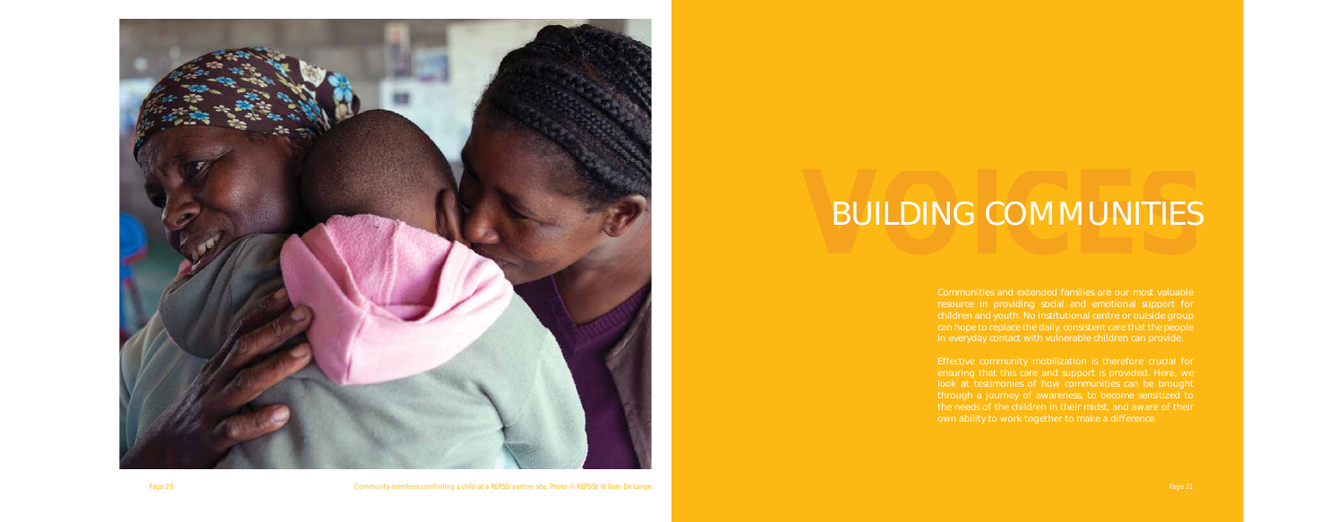# BUILDING COMMUNITIES

VOICES

Communities and extended families are our most valuable resource in providing social and emotional support for children and youth. No institutional centre or outside group can hope to replace the daily, consistent care that the people in everyday contact with vulnerable children can provide.

Effective community mobilization is therefore crucial for ensuring that this care and support is provided. Here, we look at testimonies of how communities can be brought through a journey of awareness, to become sensitized to the needs of the children in their midst, and aware of their own ability to work together to make a difference.

Community members comforting a child at a REPSSI partner site. Photo © REPSSI/ Willem De Lange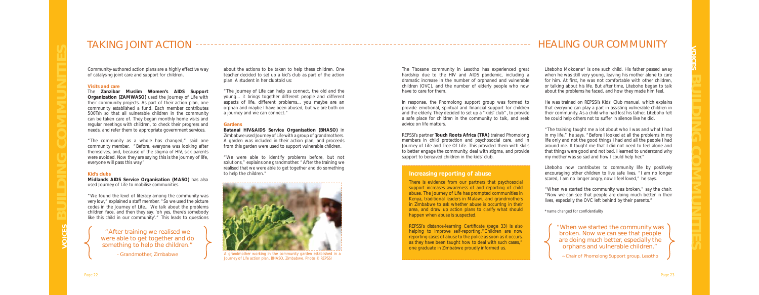# TAKING JOINT ACTION

Community-authored action plans are a highly effective way of catalysing joint care and support for children.

### Visits and care

The **Zanzibar Muslim Women's AIDS Support Organization (ZAMWASO)** used the Journey of Life with their community projects. As part of their action plan, one community established a fund. Each member contributes 500Tsh so that all vulnerable children in the community can be taken care of. They began monthly home visits and regular meetings with children, to check their progress and needs, and refer them to appropriate government services.

"The community as a whole has changed," said one community member. "Before, everyone was looking after themselves, and, because of the stigma of HIV, sick parents were avoided. Now they are saying this is the journey of life, everyone will pass this way."

### Kid's clubs

**Midlands AIDS Service Organisation (MASO)** has also used Journey of Life to mobilise communities.

"We found the level of literacy among the community was very low," explained a staff member. "So we used the picture codes in the Journey of Life... We talk about the problems children face, and then they say, 'oh yes, there's somebody like this child in our community'." This leads to questions about the actions to be taken to help these children. One teacher decided to set up a kid's club as part of the action plan. A student in her clubtold us:

"The Journey of Life can help us connect, the old and the young... it brings together different people and different aspects of life, different problems... you maybe are an orphan and maybe I have been abused, but we are both on a journey and we can connect."

> "After training we realised we were able to get together and do something to help the children."
>
> - Grandmother, Zimbabwe

### Gardens

**Batanai HIV&AIDS Service Organisation (BHASO)** in Zimbabwe used Journey of Life with a group of grandmothers. A garden was included in their action plan, and proceeds from this garden were used to support vulnerable children.

"We were able to identify problems before, but not solutions," explains one grandmother. "After the training we realised that we were able to get together and do something to help the children."

A grandmother working in the community garden established in a Journey of Life action plan, BHASO, Zimbabwe. Photo © REPSSI

# HEALING OUR COMMUNITY

The T'sosane community in Lesotho has experienced great hardship due to the HIV and AIDS pandemic, including a dramatic increase in the number of orphaned and vulnerable children (OVC), and the number of elderly people who now have to care for them.

In response, the Phomolong support group was formed to provide emotional, spiritual and financial support for children and the elderly. They decided to set up a "kids' club", to provide a safe place for children in the community to talk, and seek advice on life matters.

REPSSI's partner **Touch Roots Africa (TRA)** trained Phomolong members in child protection and psychosocial care, and in Journey of Life and Tree Of Life. This provided them with skills to better engage the community, deal with stigma, and provide support to bereaved children in the kids' club.

### Increasing reporting of abuse

There is evidence from our partners that psychosocial support increases awareness of and reporting of child abuse. The Journey of Life has prompted communities in Kenya, traditional leaders in Malawi, and grandmothers in Zimbabwe to ask whether abuse is occurring in their area, and draw up action plans to clarify what should happen when abuse is suspected.

REPSSI's distance-learning Certificate (page 33) is also helping to improve self-reporting."Children are now reporting cases of abuse to the police as soon as it occurs, as they have been taught how to deal with such cases," one graduate in Zimbabwe proudly informed us.

Liteboho Mokoena* is one such child. His father passed away when he was still very young, leaving his mother alone to care for him. At first, he was not comfortable with other children, or talking about his life. But after time, Liteboho began to talk about the problems he faced, and how they made him feel.

He was trained on REPSSI's Kids' Club manual, which explains that everyone can play a part in assisting vulnerable children in their community. As a child who had lost his father, Liteboho felt he could help others not to suffer in silence like he did.

"The training taught me a lot about who I was and what I had in my life," he says. "Before I looked at all the problems in my life only and not the good things I had and all the people I had around me. It taught me that I did not need to feel alone and that things were good and not bad. I learned to understand why my mother was so sad and how I could help her."

Liteboho now contributes to community life by positively encouraging other children to live safe lives. "I am no longer scared, I am no longer angry, now I feel loved," he says.

"When we started the community was broken," say the chair. "Now we can see that people are doing much better in their lives, especially the OVC left behind by their parents."

*name changed for confidentiality

> "When we started the community was broken. Now we can see that people are doing much better, especially the orphans and vulnerable children."
>
> ~ Chair of Phomolong Support group, Lesotho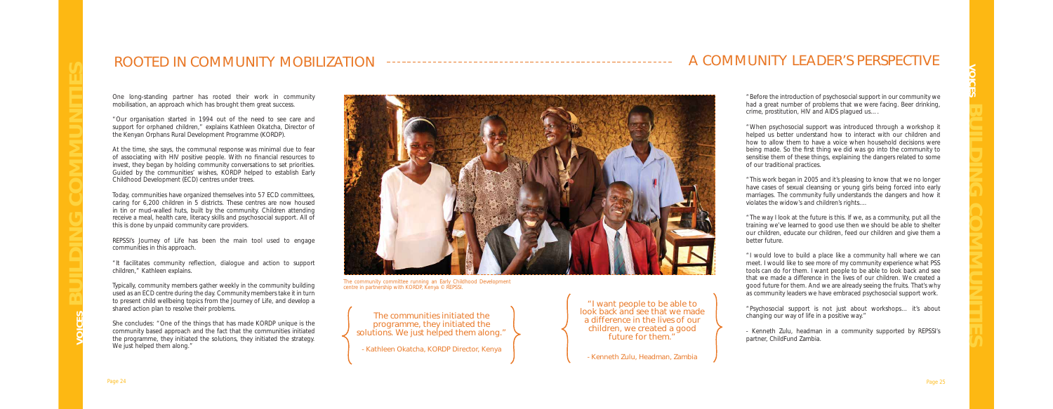## ROOTED IN COMMUNITY MOBILIZATION

One long-standing partner has rooted their work in community mobilisation, an approach which has brought them great success.

"Our organisation started in 1994 out of the need to see care and support for orphaned children," explains Kathleen Okatcha, Director of the Kenyan Orphans Rural Development Programme (KORDP).

At the time, she says, the communal response was minimal due to fear of associating with HIV positive people. With no financial resources to invest, they began by holding community conversations to set priorities. Guided by the communities' wishes, KORDP helped to establish Early Childhood Development (ECD) centres under trees.

Today, communities have organized themselves into 57 ECD committees, caring for 6,200 children in 5 districts. These centres are now housed in tin or mud-walled huts, built by the community. Children attending receive a meal, health care, literacy skills and psychosocial support. All of this is done by unpaid community care providers.

REPSSI's Journey of Life has been the main tool used to engage communities in this approach.

"It facilitates community reflection, dialogue and action to support children," Kathleen explains.

Typically, community members gather weekly in the community building used as an ECD centre during the day. Community members take it in turn to present child wellbeing topics from the Journey of Life, and develop a shared action plan to resolve their problems.

She concludes: "One of the things that has made KORDP unique is the community based approach and the fact that the communities initiated the programme, they initiated the solutions, they initiated the strategy. We just helped them along."

The community committee running an Early Childhood Development centre in partnership with KORDP, Kenya © REPSSI.

> The communities initiated the programme, they initiated the solutions. We just helped them along."
>
> - Kathleen Okatcha, KORDP Director, Kenya

> "I want people to be able to look back and see that we made a difference in the lives of our children, we created a good future for them."
>
> - Kenneth Zulu, Headman, Zambia

## A COMMUNITY LEADER'S PERSPECTIVE

"Before the introduction of psychosocial support in our community we had a great number of problems that we were facing. Beer drinking, crime, prostitution, HIV and AIDS plagued us….

"When psychosocial support was introduced through a workshop it helped us better understand how to interact with our children and how to allow them to have a voice when household decisions were being made. So the first thing we did was go into the community to sensitise them of these things, explaining the dangers related to some of our traditional practices.

"This work began in 2005 and it's pleasing to know that we no longer have cases of sexual cleansing or young girls being forced into early marriages. The community fully understands the dangers and how it violates the widow's and children's rights....

"The way I look at the future is this. If we, as a community, put all the training we've learned to good use then we should be able to shelter our children, educate our children, feed our children and give them a better future.

"I would love to build a place like a community hall where we can meet. I would like to see more of my community experience what PSS tools can do for them. I want people to be able to look back and see that we made a difference in the lives of our children. We created a good future for them. And we are already seeing the fruits. That's why as community leaders we have embraced psychosocial support work.

"Psychosocial support is not just about workshops… it's about changing our way of life in a positive way."

- Kenneth Zulu, headman in a community supported by REPSSI's partner, ChildFund Zambia.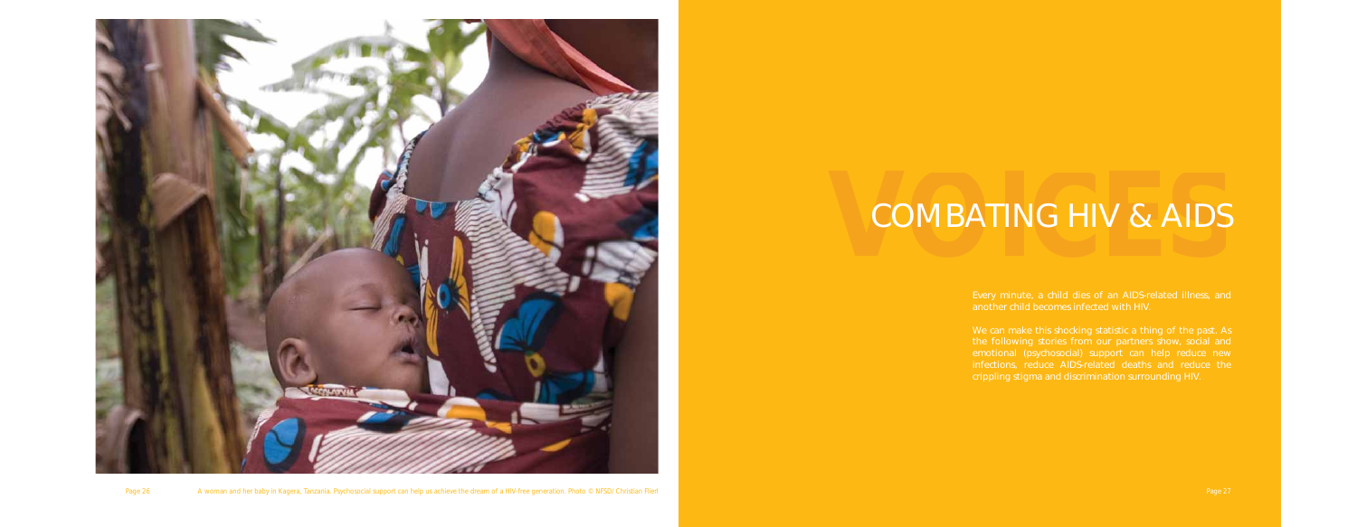A woman and her baby in Kagera, Tanzania. Psychosocial support can help us achieve the dream of a HIV-free generation. Photo © NFSD/ Christian Fllert

# VOICES

## COMBATING HIV & AIDS

Every minute, a child dies of an AIDS-related illness, and another child becomes infected with HIV.

We can make this shocking statistic a thing of the past. As the following stories from our partners show, social and emotional (psychosocial) support can help reduce new infections, reduce AIDS-related deaths and reduce the crippling stigma and discrimination surrounding HIV.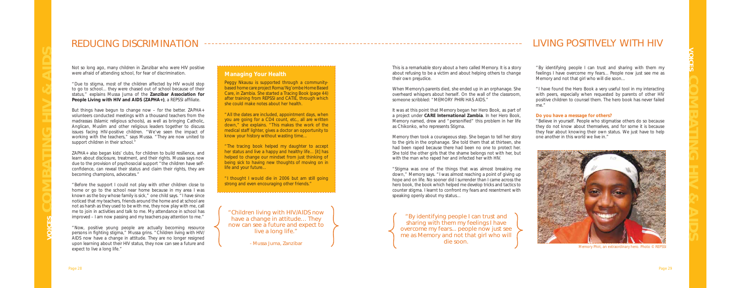# REDUCING DISCRIMINATION

Not so long ago, many children in Zanzibar who were HIV positive were afraid of attending school, for fear of discrimination.

"Due to stigma, most of the children affected by HIV would stop to go to school... they were chased out of school because of their status," explains Mussa Juma of the **Zanzibar Association for People Living with HIV and AIDS (ZAPHA+)**, a REPSSI affiliate.

But things have begun to change now – for the better. ZAPHA+ volunteers conducted meetings with a thousand teachers from the madrassas (Islamic religious schools), as well as bringing Catholic, Anglican, Muslim and other religious leaders together to discuss issues facing HIV-positive children. "We've seen the impact of working with the teachers," says Mussa. "They are now united to support children in their school."

ZAPHA+ also began kids' clubs, for children to build resilience, and learn about disclosure, treatment, and their rights. Mussa says now due to the provision of psychosocial support "the children have self-confidence, can reveal their status and claim their rights, they are becoming champions, advocates."

"Before the support I could not play with other children close to home or go to the school near home because in my area I was known as the boy whose family is sick," one child says. "I have since noticed that my teachers, friends around the home and at school are not as harsh as they used to be with me, they now play with me, call me to join in activities and talk to me. My attendance in school has improved – I am now passing and my teachers pay attention to me."

"Now, positive young people are actually becoming resource persons in fighting stigma," Mussa grins. "Children living with HIV/AIDS now have a change in attitude. They are no longer resigned upon learning about their HIV status, they now can see a future and expect to live a long life."

### Managing Your Health

Peggy Nkausu is supported through a community-based home care project Roma/Ng'ombe Home Based Care, in Zambia. She started a Tracing Book (page 44) after training from REPSSI and CATIE, through which she could make notes about her health.

"All the dates are included, appointment days, when you are going for a CD4 count, etc., all are written down," she explains. "This makes the work of the medical staff lighter, gives a doctor an opportunity to know your history without wasting time...

"The tracing book helped my daughter to accept her status and live a happy and healthy life... [it] has helped to change our mindset from just thinking of being sick to having new thoughts of moving on in life and your future...

"I thought I would die in 2006 but am still going strong and even encouraging other friends."

> "Children living with HIV/AIDS now have a change in attitude... They now can see a future and expect to live a long life."
>
> - Mussa Juma, Zanzibar

# LIVING POSITIVELY WITH HIV

This is a remarkable story about a hero called Memory. It is a story about refusing to be a victim and about helping others to change their own prejudice.

When Memory's parents died, she ended up in an orphanage. She overheard whispers about herself. On the wall of the classroom, someone scribbled: "MEMORY PHIRI HAS AIDS."

It was at this point that Memory began her Hero Book, as part of a project under **CARE International Zambia**. In her Hero Book, Memory named, drew and "personified" this problem in her life as Chikonko, who represents Stigma.

Memory then took a courageous step. She began to tell her story to the girls in the orphanage. She told them that at thirteen, she had been raped because there had been no one to protect her. She told the other girls that the shame belongs not with her, but with the man who raped her and infected her with HIV.

"Stigma was one of the things that was almost breaking me down," Memory says. "I was almost reaching a point of giving up hope and on life. No sooner did I surrender than I came across the hero book, the book which helped me develop tricks and tactics to counter stigma. I learnt to confront my fears and resentment with speaking openly about my status...

"By identifying people I can trust and sharing with them my feelings I have overcome my fears... People now just see me as Memory and not that girl who will die soon...

"I have found the Hero Book a very useful tool in my interacting with peers, especially when requested by parents of other HIV positive children to counsel them. The hero book has never failed me."

**Do you have a message for others?**

"Believe in yourself. People who stigmatise others do so because they do not know about themselves, and for some it is because they fear about knowing their own status. We just have to help one another in this world we live in."

> "By identifying people I can trust and sharing with them my feelings I have overcome my fears... people now just see me as Memory and not that girl who will die soon.

Memory Phiri, an extraordinary hero. Photo © REPSSI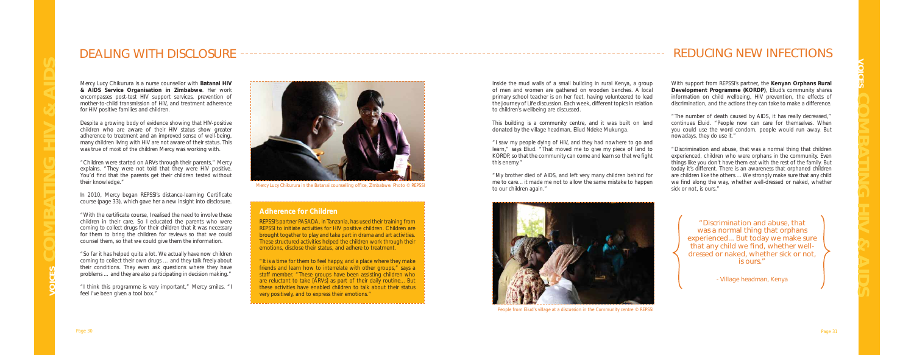# DEALING WITH DISCLOSURE

Mercy Lucy Chikurura is a nurse counsellor with **Batanai HIV & AIDS Service Organisation in Zimbabwe**. Her work encompasses post-test HIV support services, prevention of mother-to-child transmission of HIV, and treatment adherence for HIV positive families and children.

Despite a growing body of evidence showing that HIV-positive children who are aware of their HIV status show greater adherence to treatment and an improved sense of well-being, many children living with HIV are not aware of their status. This was true of most of the children Mercy was working with.

"Children were started on ARVs through their parents," Mercy explains. "They were not told that they were HIV positive. You'd find that the parents get their children tested without their knowledge."

In 2010, Mercy began REPSSI's distance-learning Certificate course (page 33), which gave her a new insight into disclosure.

"With the certificate course, I realised the need to involve these children in their care. So I educated the parents who were coming to collect drugs for their children that it was necessary for them to bring the children for reviews so that we could counsel them, so that we could give them the information.

"So far it has helped quite a lot. We actually have now children coming to collect their own drugs … and they talk freely about their conditions. They even ask questions where they have problems … and they are also participating in decision making."

"I think this programme is very important," Mercy smiles. "I feel I've been given a tool box."

Mercy Lucy Chikurura in the Batanai counselling office, Zimbabwe. Photo © REPSSI

### Adherence for Children

REPSSI's partner PASADA, in Tanzania, has used their training from REPSSI to initiate activities for HIV positive children. Children are brought together to play and take part in drama and art activities. These structured activities helped the children work through their emotions, disclose their status, and adhere to treatment.

"It is a time for them to feel happy, and a place where they make friends and learn how to interrelate with other groups," says a staff member. "These groups have been assisting children who are reluctant to take [ARVs] as part of their daily routine… But these activities have enabled children to talk about their status very positively, and to express their emotions."

# REDUCING NEW INFECTIONS

Inside the mud walls of a small building in rural Kenya, a group of men and women are gathered on wooden benches. A local primary school teacher is on her feet, having volunteered to lead the Journey of Life discussion. Each week, different topics in relation to children's wellbeing are discussed.

This building is a community centre, and it was built on land donated by the village headman, Eliud Ndeke Mukunga.

"I saw my people dying of HIV, and they had nowhere to go and learn," says Eliud. "That moved me to give my piece of land to KORDP, so that the community can come and learn so that we fight this enemy."

"My brother died of AIDS, and left very many children behind for me to care… it made me not to allow the same mistake to happen to our children again."

People from Eliud's village at a discussion in the Community centre © REPSSI

With support from REPSSI's partner, the **Kenyan Orphans Rural Development Programme (KORDP)**, Eliud's community shares information on child wellbeing, HIV prevention, the effects of discrimination, and the actions they can take to make a difference.

"The number of death caused by AIDS, it has really decreased," continues Eliud. "People now can care for themselves. When you could use the word condom, people would run away. But nowadays, they do use it."

"Discrimination and abuse, that was a normal thing that children experienced, children who were orphans in the community. Even things like you don't have them eat with the rest of the family. But today it's different. There is an awareness that orphaned children are children like the others.… We strongly make sure that any child we find along the way, whether well-dressed or naked, whether sick or not, is ours."

> "Discrimination and abuse, that was a normal thing that orphans experienced… But today we make sure that any child we find, whether well-dressed or naked, whether sick or not, is ours."
>
> - Village headman, Kenya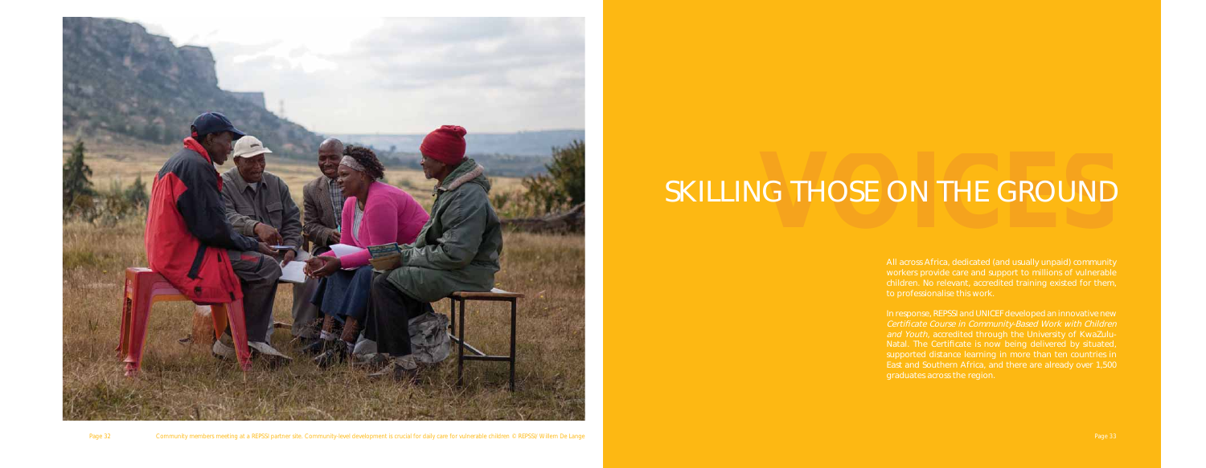Community members meeting at a REPSSI partner site. Community-level development is crucial for daily care for vulnerable children © REPSSI/ Willem De Lange

# SKILLING THOSE ON THE GROUND

All across Africa, dedicated (and usually unpaid) community workers provide care and support to millions of vulnerable children. No relevant, accredited training existed for them, to professionalise this work.

In response, REPSSI and UNICEF developed an innovative new *Certificate Course in Community-Based Work with Children and Youth*, accredited through the University of KwaZulu-Natal. The Certificate is now being delivered by situated, supported distance learning in more than ten countries in East and Southern Africa, and there are already over 1,500 graduates across the region.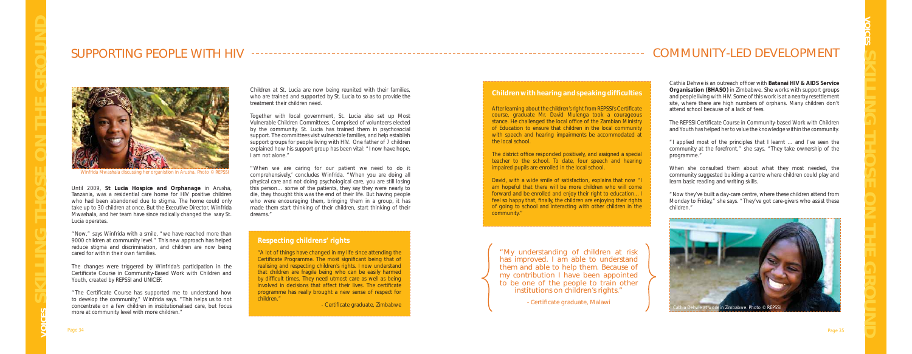# SUPPORTING PEOPLE WITH HIV

Winfrida Mwashala discussing her organistion in Arusha. Photo © REPSSI

Until 2009, **St Lucia Hospice and Orphanage** in Arusha, Tanzania, was a residential care home for HIV positive children who had been abandoned due to stigma. The home could only take up to 30 children at once. But the Executive Director, Winfrida Mwashala, and her team have since radically changed the way St. Lucia operates.

"Now," says Winfrida with a smile, "we have reached more than 9000 children at community level." This new approach has helped reduce stigma and discrimination, and children are now being cared for within their own families.

The changes were triggered by Winfrida's participation in the Certificate Course in Community-Based Work with Children and Youth, created by REPSSI and UNICEF.

"The Certificate Course has supported me to understand how to develop the community," Winfrida says. "This helps us to not concentrate on a few children in institutionalised care, but focus more at community level with more children."

Children at St. Lucia are now being reunited with their families, who are trained and supported by St. Lucia to so as to provide the treatment their children need.

Together with local government, St. Lucia also set up Most Vulnerable Children Committees. Comprised of volunteers elected by the community, St. Lucia has trained them in psychosocial support. The committees visit vulnerable families, and help establish support groups for people living with HIV. One father of 7 children explained how his support group has been vital: "I now have hope, I am not alone."

"When we are caring for our patient we need to do it comprehensively,' concludes Winfrida. "When you are doing all physical care and not doing psychological care, you are still losing this person… some of the patients, they say they were nearly to die, they thought this was the end of their life. But having people who were encouraging them, bringing them in a group, it has made them start thinking of their children, start thinking of their dreams."

### Respecting childrens' rights

"A lot of things have changed in my life since attending the Certificate Programme. The most significant being that of realising and respecting children's rights. I now understand that children are fragile being who can be easily harmed by difficult times. They need utmost care as well as being involved in decisions that affect their lives. The certificate programme has really brought a new sense of respect for children."

- Certificate graduate, Zimbabwe

# COMMUNITY-LED DEVELOPMENT

### Children with hearing and speaking difficulties

After learning about the children's right from REPSSI's Certificate course, graduate Mr. David Mulenga took a courageous stance. He challenged the local office of the Zambian Ministry of Education to ensure that children in the local community with speech and hearing impairments be accommodated at the local school.

The district office responded positively, and assigned a special teacher to the school. To date, four speech and hearing impaired pupils are enrolled in the local school.

David, with a wide smile of satisfaction, explains that now "I am hopeful that there will be more children who will come forward and be enrolled and enjoy their right to education… I feel so happy that, finally, the children are enjoying their rights of going to school and interacting with other children in the community."

"My understanding of children at risk has improved. I am able to understand them and able to help them. Because of my contribution I have been appointed to be one of the people to train other institutions on children's rights."

- Certificate graduate, Malawi

Cathia Dehwe is an outreach officer with **Batanai HIV & AIDS Service Organisation (BHASO)** in Zimbabwe. She works with support groups and people living with HIV. Some of this work is at a nearby resettlement site, where there are high numbers of orphans. Many children don't attend school because of a lack of fees.

The REPSSI Certificate Course in Community-based Work with Children and Youth has helped her to value the knowledge within the community.

"I applied most of the principles that I learnt … and I've seen the community at the forefront," she says. "They take ownership of the programme."

When she consulted them about what they most needed, the community suggested building a centre where children could play and learn basic reading and writing skills.

"Now they've built a day-care centre, where these children attend from Monday to Friday," she says. "They've got care-givers who assist these children."

Cathia Dehwe at work in Zimbabwe. Photo © REPSSI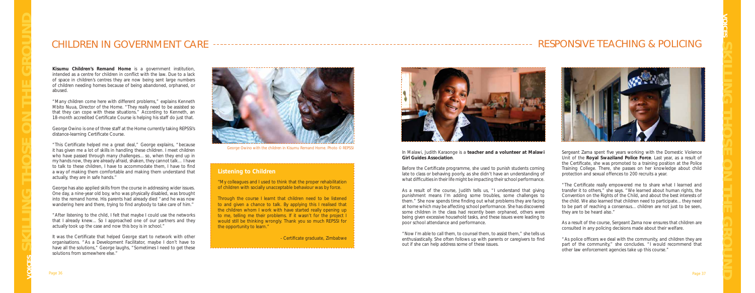# CHILDREN IN GOVERNMENT CARE

**Kisumu Children's Remand Home** is a government institution, intended as a centre for children in conflict with the law. Due to a lack of space in children's centres they are now being sent large numbers of children needing homes because of being abandoned, orphaned, or abused.

"Many children come here with different problems," explains Kenneth Mbito Nuua, Director of the Home. "They really need to be assisted so that they can cope with these situations." According to Kenneth, an 18-month accredited Certificate Course is helping his staff do just that.

George Owino is one of three staff at the Home currently taking REPSSI's distance-learning Certificate Course.

"This Certificate helped me a great deal," George explains, "because it has given me a lot of skills in handling these children. I meet children who have passed through many challenges... so, when they end up in my hands now, they are already afraid, shaken, they cannot talk... I have to talk to these children, I have to accommodate them, I have to find a way of making them comfortable and making them understand that actually, they are in safe hands."

George has also applied skills from the course in addressing wider issues. One day, a nine-year old boy, who was physically disabled, was brought into the remand home. His parents had already died "and he was now wandering here and there, trying to find anybody to take care of him."

"After listening to the child, I felt that maybe I could use the networks that I already knew... So I approached one of our partners and they actually took up the case and now this boy is in school."

It was the Certificate that helped George start to network with other organisations. "As a Development Facilitator, maybe I don't have to have all the solutions," George laughs, "Sometimes I need to get these solutions from somewhere else."

George Owino with the children in Kisumu Remand Home. Photo © REPSSI

### Listening to Children

"My colleagues and I used to think that the proper rehabilitation of children with socially unacceptable behaviour was by force.

Through the course I learnt that children need to be listened to and given a chance to talk. By applying this I realised that the children whom I work with have started really opening up to me, telling me their problems. If it wasn't for the project I would still be thinking wrongly. Thank you so much REPSSI for the opportunity to learn."

\- Certificate graduate, Zimbabwe

# RESPONSIVE TEACHING & POLICING

In Malawi, Judith Karaonge is a **teacher and a volunteer at Malawi Girl Guides Association**.

Before the Certificate programme, she used to punish students coming late to class or behaving poorly, as she didn't have an understanding of what difficulties in their life might be impacting their school performance.

As a result of the course, Judith tells us, "I understand that giving punishment means I'm adding some troubles, some challenges to them." She now spends time finding out what problems they are facing at home which may be affecting school performance. She has discovered some children in the class had recently been orphaned, others were being given excessive household tasks, and these issues were leading to poor school attendance and performance.

"Now I'm able to call them, to counsel them, to assist them," she tells us enthusiastically. She often follows up with parents or caregivers to find out if she can help address some of these issues.

Sergeant Zama spent five years working with the Domestic Violence Unit of the **Royal Swaziland Police Force**. Last year, as a result of the Certificate, she was promoted to a training position at the Police Training College. There, she passes on her knowledge about child protection and sexual offences to 200 recruits a year.

"The Certificate really empowered me to share what I learned and transfer it to others," she says. "We learned about human rights, the Convention on the Rights of the Child, and about the best interests of the child. We also learned that children need to participate... they need to be part of reaching a consensus... children are not just to be seen, they are to be heard also."

As a result of the course, Sergeant Zama now ensures that children are consulted in any policing decisions made about their welfare.

"As police officers we deal with the community, and children they are part of the community," she concludes. "I would recommend that other law enforcement agencies take up this course."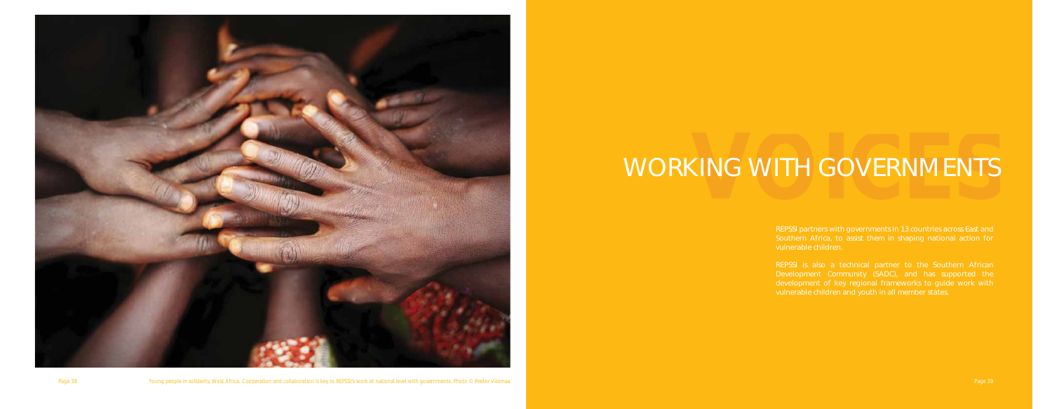Young people in solidarity, West Africa. Cooperation and collaboration is key to REPSSI's work at national level with governments. Photo: © Peeter Viisimaa

# WORKING WITH GOVERNMENTS

REPSSI partners with governments in 13 countries across East and Southern Africa, to assist them in shaping national action for vulnerable children.

REPSSI is also a technical partner to the Southern African Development Community (SADC), and has supported the development of key regional frameworks to guide work with vulnerable children and youth in all member states.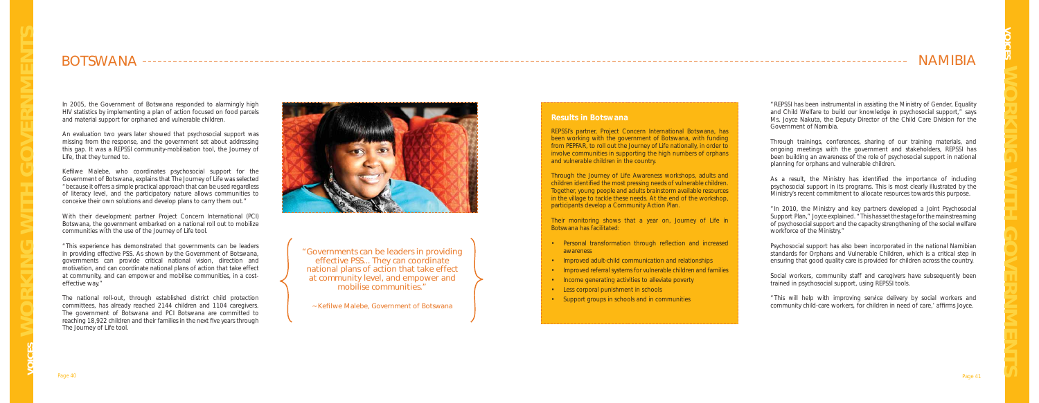# BOTSWANA

In 2005, the Government of Botswana responded to alarmingly high HIV statistics by implementing a plan of action focused on food parcels and material support for orphaned and vulnerable children.

An evaluation two years later showed that psychosocial support was missing from the response, and the government set about addressing this gap. It was a REPSSI community-mobilisation tool, the Journey of Life, that they turned to.

Kefilwe Malebe, who coordinates psychosocial support for the Government of Botswana, explains that The Journey of Life was selected "because it offers a simple practical approach that can be used regardless of literacy level, and the participatory nature allows communities to conceive their own solutions and develop plans to carry them out."

With their development partner Project Concern International (PCI) Botswana, the government embarked on a national roll out to mobilize communities with the use of the Journey of Life tool.

"This experience has demonstrated that governments can be leaders in providing effective PSS. As shown by the Government of Botswana, governments can provide critical national vision, direction and motivation, and can coordinate national plans of action that take effect at community, and can empower and mobilise communities, in a cost-effective way."

The national roll-out, through established district child protection committees, has already reached 2144 children and 1104 caregivers. The government of Botswana and PCI Botswana are committed to reaching 18,922 children and their families in the next five years through The Journey of Life tool.

"Governments can be leaders in providing effective PSS... They can coordinate national plans of action that take effect at community level, and empower and mobilise communities."

~ Kefilwe Malebe, Government of Botswana

## Results in Botswana

REPSSI's partner, Project Concern International Botswana, has been working with the government of Botswana, with funding from PEPFAR, to roll out the Journey of Life nationally, in order to involve communities in supporting the high numbers of orphans and vulnerable children in the country.

Through the Journey of Life Awareness workshops, adults and children identified the most pressing needs of vulnerable children. Together, young people and adults brainstorm available resources in the village to tackle these needs. At the end of the workshop, participants develop a Community Action Plan.

Their monitoring shows that a year on, Journey of Life in Botswana has facilitated:

- Personal transformation through reflection and increased awareness
- Improved adult-child communication and relationships
- Improved referral systems for vulnerable children and families
- Income generating activities to alleviate poverty
- Less corporal punishment in schools
- Support groups in schools and in communities

# NAMIBIA

"REPSSI has been instrumental in assisting the Ministry of Gender, Equality and Child Welfare to build our knowledge in psychosocial support," says Ms. Joyce Nakuta, the Deputy Director of the Child Care Division for the Government of Namibia.

Through trainings, conferences, sharing of our training materials, and ongoing meetings with the government and stakeholders, REPSSI has been building an awareness of the role of psychosocial support in national planning for orphans and vulnerable children.

As a result, the Ministry has identified the importance of including psychosocial support in its programs. This is most clearly illustrated by the Ministry's recent commitment to allocate resources towards this purpose.

"In 2010, the Ministry and key partners developed a Joint Psychosocial Support Plan," Joyce explained. "This has set the stage for the mainstreaming of psychosocial support and the capacity strengthening of the social welfare workforce of the Ministry."

Psychosocial support has also been incorporated in the national Namibian standards for Orphans and Vulnerable Children, which is a critical step in ensuring that good quality care is provided for children across the country.

Social workers, community staff and caregivers have subsequently been trained in psychosocial support, using REPSSI tools.

"This will help with improving service delivery by social workers and community child-care workers, for children in need of care,' affirms Joyce.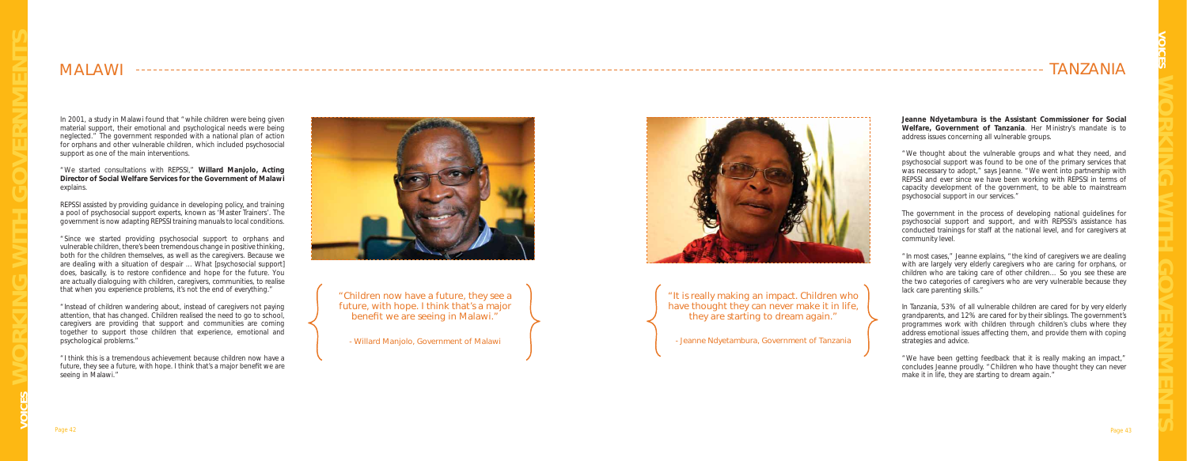## MALAWI

In 2001, a study in Malawi found that "while children were being given material support, their emotional and psychological needs were being neglected." The government responded with a national plan of action for orphans and other vulnerable children, which included psychosocial support as one of the main interventions.

"We started consultations with REPSSI," **Willard Manjolo, Acting Director of Social Welfare Services for the Government of Malawi** explains.

REPSSI assisted by providing guidance in developing policy, and training a pool of psychosocial support experts, known as 'Master Trainers'. The government is now adapting REPSSI training manuals to local conditions.

"Since we started providing psychosocial support to orphans and vulnerable children, there's been tremendous change in positive thinking, both for the children themselves, as well as the caregivers. Because we are dealing with a situation of despair ... What [psychosocial support] does, basically, is to restore confidence and hope for the future. You are actually dialoguing with children, caregivers, communities, to realise that when you experience problems, it's not the end of everything."

"Instead of children wandering about, instead of caregivers not paying attention, that has changed. Children realised the need to go to school, caregivers are providing that support and communities are coming together to support those children that experience, emotional and psychological problems."

"I think this is a tremendous achievement because children now have a future, they see a future, with hope. I think that's a major benefit we are seeing in Malawi."

> "Children now have a future, they see a future, with hope. I think that's a major benefit we are seeing in Malawi."
>
> - Willard Manjolo, Government of Malawi

> "It is really making an impact. Children who have thought they can never make it in life, they are starting to dream again."
>
> - Jeanne Ndyetambura, Government of Tanzania

## TANZANIA

**Jeanne Ndyetambura is the Assistant Commissioner for Social Welfare, Government of Tanzania**. Her Ministry's mandate is to address issues concerning all vulnerable groups.

"We thought about the vulnerable groups and what they need, and psychosocial support was found to be one of the primary services that was necessary to adopt," says Jeanne. "We went into partnership with REPSSI and ever since we have been working with REPSSI in terms of capacity development of the government, to be able to mainstream psychosocial support in our services."

The government in the process of developing national guidelines for psychosocial support and support, and with REPSSI's assistance has conducted trainings for staff at the national level, and for caregivers at community level.

"In most cases," Jeanne explains, "the kind of caregivers we are dealing with are largely very elderly caregivers who are caring for orphans, or children who are taking care of other children... So you see these are the two categories of caregivers who are very vulnerable because they lack care parenting skills."

In Tanzania, 53% of all vulnerable children are cared for by very elderly grandparents, and 12% are cared for by their siblings. The government's programmes work with children through children's clubs where they address emotional issues affecting them, and provide them with coping strategies and advice.

"We have been getting feedback that it is really making an impact," concludes Jeanne proudly. "Children who have thought they can never make it in life, they are starting to dream again."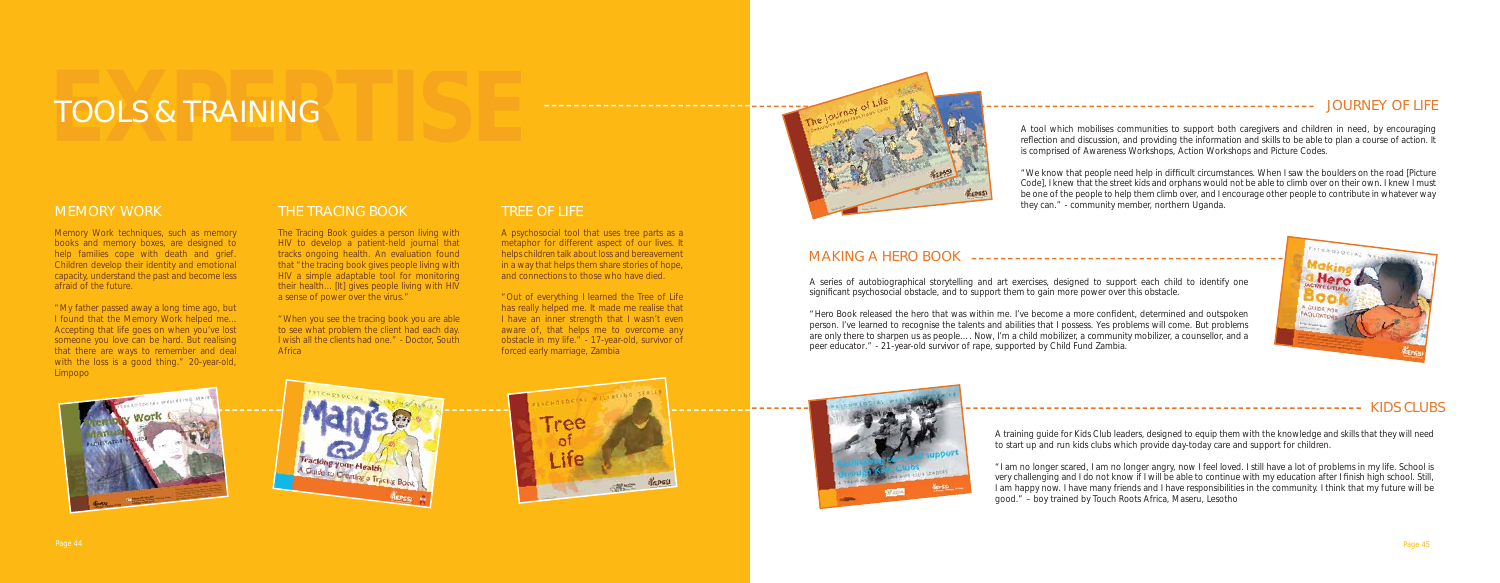# TOOLS & TRAINING

## MEMORY WORK

Memory Work techniques, such as memory books and memory boxes, are designed to help families cope with death and grief. Children develop their identity and emotional capacity, understand the past and become less afraid of the future.

"My father passed away a long time ago, but I found that the Memory Work helped me... Accepting that life goes on when you've lost someone you love can be hard. But realising that there are ways to remember and deal with the loss is a good thing." 20-year-old, Limpopo

## THE TRACING BOOK

The Tracing Book guides a person living with HIV to develop a patient-held journal that tracks ongoing health. An evaluation found that "the tracing book gives people living with HIV a simple adaptable tool for monitoring their health... [It] gives people living with HIV a sense of power over the virus."

"When you see the tracing book you are able to see what problem the client had each day. I wish all the clients had one." - Doctor, South Africa

## TREE OF LIFE

A psychosocial tool that uses tree parts as a metaphor for different aspect of our lives. It helps children talk about loss and bereavement in a way that helps them share stories of hope, and connections to those who have died.

"Out of everything I learned the Tree of Life has really helped me. It made me realise that I have an inner strength that I wasn't even aware of, that helps me to overcome any obstacle in my life." - 17-year-old, survivor of forced early marriage, Zambia

## JOURNEY OF LIFE

A tool which mobilises communities to support both caregivers and children in need, by encouraging reflection and discussion, and providing the information and skills to be able to plan a course of action. It is comprised of Awareness Workshops, Action Workshops and Picture Codes.

"We know that people need help in difficult circumstances. When I saw the boulders on the road [Picture Code], I knew that the street kids and orphans would not be able to climb over on their own. I knew I must be one of the people to help them climb over, and I encourage other people to contribute in whatever way they can." - community member, northern Uganda.

## MAKING A HERO BOOK

A series of autobiographical storytelling and art exercises, designed to support each child to identify one significant psychosocial obstacle, and to support them to gain more power over this obstacle.

"Hero Book released the hero that was within me. I've become a more confident, determined and outspoken person. I've learned to recognise the talents and abilities that I possess. Yes problems will come. But problems are only there to sharpen us as people.... Now, I'm a child mobilizer, a community mobilizer, a counsellor, and a peer educator." - 21-year-old survivor of rape, supported by Child Fund Zambia.

## KIDS CLUBS

A training guide for Kids Club leaders, designed to equip them with the knowledge and skills that they will need to start up and run kids clubs which provide day-today care and support for children.

"I am no longer scared, I am no longer angry, now I feel loved. I still have a lot of problems in my life. School is very challenging and I do not know if I will be able to continue with my education after I finish high school. Still, I am happy now. I have many friends and I have responsibilities in the community. I think that my future will be good." – boy trained by Touch Roots Africa, Maseru, Lesotho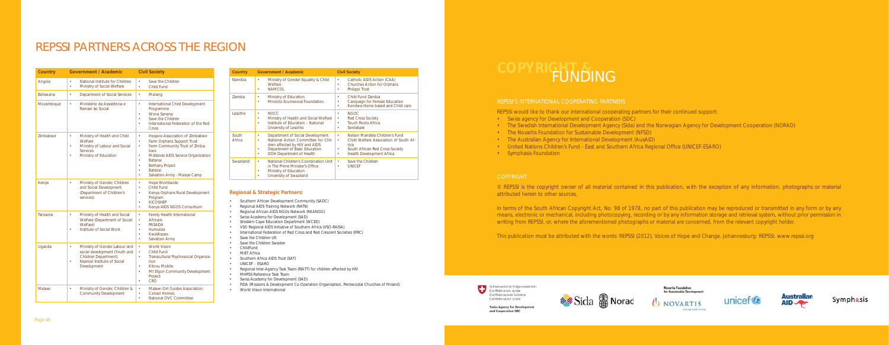# REPSSI PARTNERS ACROSS THE REGION

| Country | Government / Academic | Civil Society |
|---|---|---|
| Angola | • National Institute for Children<br>• Ministry of Social Welfare | • Save the Children<br>• Child Fund |
| Botswana | • Department of Social Services | • Marang |
| Mozambique | • Ministério da Assistência e Reinser ão Social | • International Child Development Programme<br>• Wona Sanana<br>• Save the Children<br>• International Federation of the Red Cross |
| Zimbabwe | • Ministry of Health and Child Welfare<br>• Ministry of Labour and Social Services<br>• Ministry of Education | • Hospice Association of Zimbabwe<br>• Farm Orphans Support Trust<br>• Farm Community Trust of Zimbabwe<br>• Midlands AIDS Service Organization<br>• Batanai<br>• Bethany Project<br>• Batsirai<br>• Salvation Army - Masiye Camp |
| Kenya | • Ministry of Gender, Children and Social Development (Department of Children's services) | • Hope Worldwide<br>• Child Fund<br>• Kenya Orphans Rural Development Program<br>• KICOSHEP<br>• Kenya AIDS NGOS Consortium |
| Tanzania | • Ministry of Health and Social Welfare (Department of Social Welfare)<br>• Institute of Social Work | • Family Health International<br>• Africare<br>• PASADA<br>• Humuliza<br>• KwaWazee<br>• Salvation Army |
| Uganda | • Ministry of Gender Labour and social development (Youth and Children Department)<br>• Nsamizi Institute of Social Development | • World Vision<br>• Child Fund<br>• Transcultural Psychosocial Organization<br>• Kitovu Mobile<br>• Mt Elgon Community Development Project<br>• CRO |
| Malawi | • Ministry of Gender, Children & Community Development | • Malawi Girl Guides Association;<br>• Consol Homes;<br>• National OVC Committee |

| Country | Government / Academic | Civil Society |
|---|---|---|
| Namibia | • Ministry of Gender Equality & Child Welfare<br>• NAMCOL | • Catholic AIDS Action (CAA)<br>• Churches Action for Orphans<br>• Philippi Trust |
| Zambia | • Ministry of Education<br>• Mindolo Ecumenical Foundation | • Child Fund Zambia<br>• Campaign for Female Education<br>• Kondwa Home-based and Child care |
| Lesotho | • NOCC<br>• Ministry of Health and Social Welfare<br>• Institute of Education - National University of Lesotho | • NGOC<br>• Red Cross Society<br>• Touch Roots Africa<br>• Sentebale |
| South Africa | • Department of Social Development<br>• National Action Committee for Children affected by HIV and AIDS<br>• Department of Basic Education<br>• DOH Department of Health | • Nelson Mandela Children's Fund<br>• Child Welfare Association of South Africa<br>• South African Red Cross Society<br>• Health Development Africa |
| Swaziland | • National Children's Coordination Unit in The Prime Minister's Office<br>• Ministry of Education<br>• University of Swaziland | • Save the Children<br>• UNICEF |

### Regional & Strategic Partners:

- Southern African Development Community (SADC)
- Regional AIDS Training Network (RATN)
- Regional African AIDS NGOs Network (RAANGO)
- Swiss Academy for Development (SAD)
- Western Cape Education Department (WCED)
- VSO Regional AIDS Initiative of Southern Africa (VSO-RAISA)
- International Federation of Red Cross and Red Crescent Societies (IFRC)
- Save the Children UK
- Save the Children Sweden
- ChildFund
- MiET Africa
- Southern Africa AIDS Trust (SAT)
- UNICEF – ESARO
- Regional Inter-Agency Task Team (RIATT) for children affected by HIV
- MHPSS Reference Task Team
- Swiss Academy for Development (SAD)
- FIDA (Missions & Development Co-Operation Organisation, Pentecostal Churches of Finland)
- World Vision International

# COPYRIGHT & FUNDING

## REPSSI'S INTERNATIONAL COOPERATING PARTNERS

REPSSI would like to thank our international cooperating partners for their continued support:

- Swiss agency for Development and Cooperation (SDC)
- The Swedish International Development Agency (Sida) and the Norwegian Agency for Development Cooperation (NORAD)
- The Novartis Foundation for Sustainable Development (NFSD)
- The Australian Agency for International Development (AusAID)
- United Nations Children's Fund - East and Southern Africa Regional Office (UNICEF-ESARO)
- Symphasis Foundation

## COPYRIGHT

© REPSSI is the copyright owner of all material contained in this publication, with the exception of any information, photographs or material attributed herein to other sources.

In terms of the South African Copyright Act, No. 98 of 1978, no part of this publication may be reproduced or transmitted in any form or by any means, electronic or mechanical, including photocopying, recording or by any information storage and retrieval system, without prior permission in writing from REPSSI, or, where the aforementioned photographs or material are concerned, from the relevant copyright holder.

This publication must be attributed with the words: REPSSI (2012), Voices of Hope and Change. Johannesburg: REPSSI. www.repssi.org

Schweizerische Eidgenossenschaft
Confédération suisse
Confederazione Svizzera
Confederaziun svizra

Swiss Agency for Development and Cooperation SDC

Sida Norad

Novartis Foundation for Sustainable Development

NOVARTIS

unicef

Australian AID

Symphasis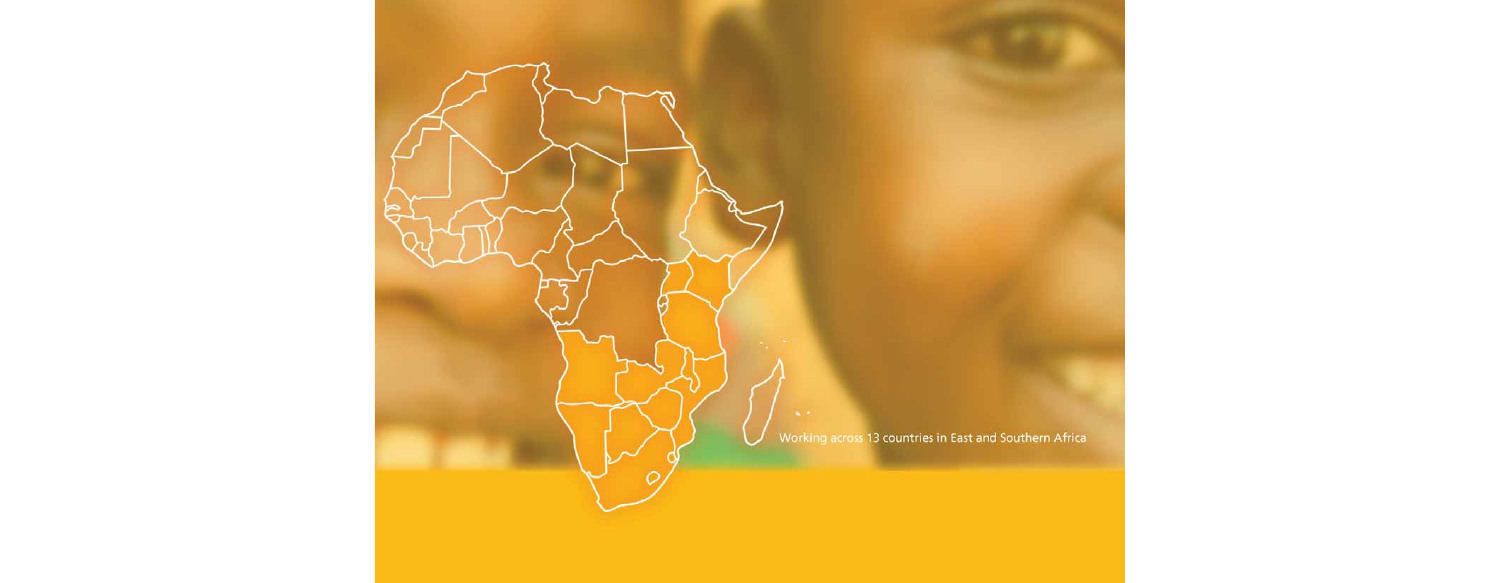Working across 13 countries in East and Southern Africa